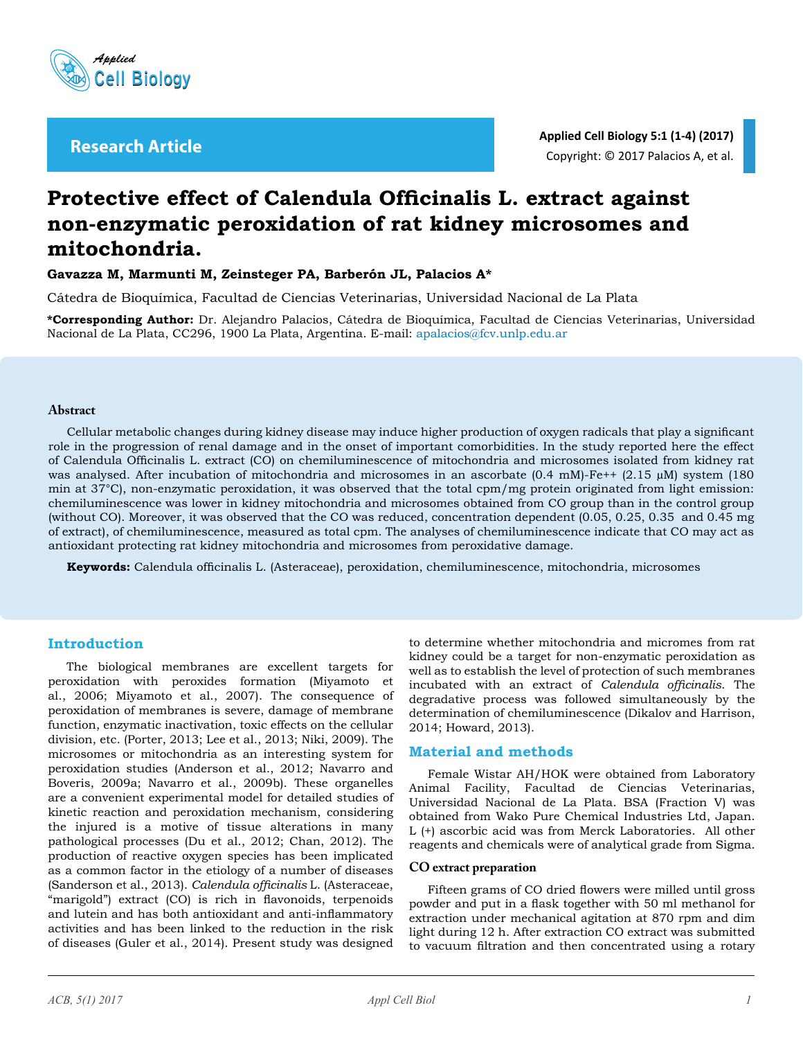**Research Article**

# Protective effect of Calendula Officinalis L. extract against non-enzymatic peroxidation of rat kidney microsomes and mitochondria.

**Gavazza M, Marmunti M, Zeinsteger PA, Barberón JL, Palacios A***

Cátedra de Bioquímica, Facultad de Ciencias Veterinarias, Universidad Nacional de La Plata

***Corresponding Author:** Dr. Alejandro Palacios, Cátedra de Bioquímica, Facultad de Ciencias Veterinarias, Universidad Nacional de La Plata, CC296, 1900 La Plata, Argentina. E-mail: apalacios@fcv.unlp.edu.ar

## Abstract

Cellular metabolic changes during kidney disease may induce higher production of oxygen radicals that play a significant role in the progression of renal damage and in the onset of important comorbidities. In the study reported here the effect of Calendula Officinalis L. extract (CO) on chemiluminescence of mitochondria and microsomes isolated from kidney rat was analysed. After incubation of mitochondria and microsomes in an ascorbate (0.4 mM)-$Fe^{++}$ (2.15 µM) system (180 min at 37°C), non-enzymatic peroxidation, it was observed that the total cpm/mg protein originated from light emission: chemiluminescence was lower in kidney mitochondria and microsomes obtained from CO group than in the control group (without CO). Moreover, it was observed that the CO was reduced, concentration dependent (0.05, 0.25, 0.35 and 0.45 mg of extract), of chemiluminescence, measured as total cpm. The analyses of chemiluminescence indicate that CO may act as antioxidant protecting rat kidney mitochondria and microsomes from peroxidative damage.

**Keywords:** Calendula officinalis L. (Asteraceae), peroxidation, chemiluminescence, mitochondria, microsomes

## Introduction

The biological membranes are excellent targets for peroxidation with peroxides formation (Miyamoto et al., 2006; Miyamoto et al., 2007). The consequence of peroxidation of membranes is severe, damage of membrane function, enzymatic inactivation, toxic effects on the cellular division, etc. (Porter, 2013; Lee et al., 2013; Niki, 2009). The microsomes or mitochondria as an interesting system for peroxidation studies (Anderson et al., 2012; Navarro and Boveris, 2009a; Navarro et al., 2009b). These organelles are a convenient experimental model for detailed studies of kinetic reaction and peroxidation mechanism, considering the injured is a motive of tissue alterations in many pathological processes (Du et al., 2012; Chan, 2012). The production of reactive oxygen species has been implicated as a common factor in the etiology of a number of diseases (Sanderson et al., 2013). *Calendula officinalis* L. (Asteraceae, "marigold") extract (CO) is rich in flavonoids, terpenoids and lutein and has both antioxidant and anti-inflammatory activities and has been linked to the reduction in the risk of diseases (Guler et al., 2014). Present study was designed to determine whether mitochondria and micromes from rat kidney could be a target for non-enzymatic peroxidation as well as to establish the level of protection of such membranes incubated with an extract of *Calendula officinalis.* The degradative process was followed simultaneously by the determination of chemiluminescence (Dikalov and Harrison, 2014; Howard, 2013).

## Material and methods

Female Wistar AH/HOK were obtained from Laboratory Animal Facility, Facultad de Ciencias Veterinarias, Universidad Nacional de La Plata. BSA (Fraction V) was obtained from Wako Pure Chemical Industries Ltd, Japan. L (+) ascorbic acid was from Merck Laboratories. All other reagents and chemicals were of analytical grade from Sigma.

### CO extract preparation

Fifteen grams of CO dried flowers were milled until gross powder and put in a flask together with 50 ml methanol for extraction under mechanical agitation at 870 rpm and dim light during 12 h. After extraction CO extract was submitted to vacuum filtration and then concentrated using a rotary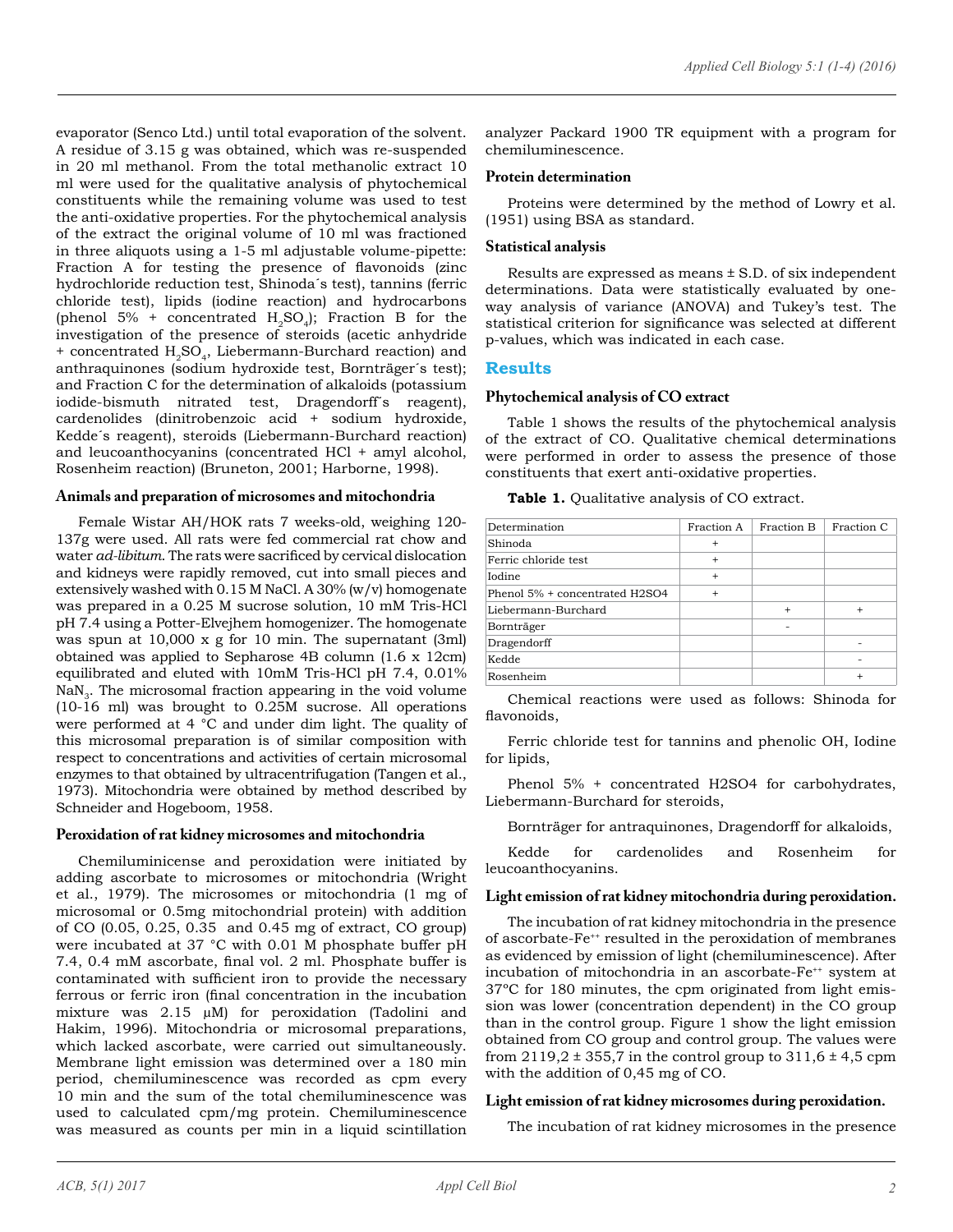evaporator (Senco Ltd.) until total evaporation of the solvent. A residue of 3.15 g was obtained, which was re-suspended in 20 ml methanol. From the total methanolic extract 10 ml were used for the qualitative analysis of phytochemical constituents while the remaining volume was used to test the anti-oxidative properties. For the phytochemical analysis of the extract the original volume of 10 ml was fractioned in three aliquots using a 1-5 ml adjustable volume-pipette: Fraction A for testing the presence of flavonoids (zinc hydrochloride reduction test, Shinoda´s test), tannins (ferric chloride test), lipids (iodine reaction) and hydrocarbons (phenol 5% + concentrated $H_2SO_4$); Fraction B for the investigation of the presence of steroids (acetic anhydride + concentrated $H_2SO_4$, Liebermann-Burchard reaction) and anthraquinones (sodium hydroxide test, Bornträger´s test); and Fraction C for the determination of alkaloids (potassium iodide-bismuth nitrated test, Dragendorff´s reagent), cardenolides (dinitrobenzoic acid + sodium hydroxide, Kedde´s reagent), steroids (Liebermann-Burchard reaction) and leucoanthocyanins (concentrated HCl + amyl alcohol, Rosenheim reaction) (Bruneton, 2001; Harborne, 1998).

### Animals and preparation of microsomes and mitochondria

Female Wistar AH/HOK rats 7 weeks-old, weighing 120-137g were used. All rats were fed commercial rat chow and water *ad-libitum*. The rats were sacrificed by cervical dislocation and kidneys were rapidly removed, cut into small pieces and extensively washed with 0.15 M NaCl. A 30% (w/v) homogenate was prepared in a 0.25 M sucrose solution, 10 mM Tris-HCl pH 7.4 using a Potter-Elvejhem homogenizer. The homogenate was spun at 10,000 x g for 10 min. The supernatant (3ml) obtained was applied to Sepharose 4B column (1.6 x 12cm) equilibrated and eluted with 10mM Tris-HCl pH 7.4, 0.01% $NaN_3$. The microsomal fraction appearing in the void volume (10-16 ml) was brought to 0.25M sucrose. All operations were performed at 4 °C and under dim light. The quality of this microsomal preparation is of similar composition with respect to concentrations and activities of certain microsomal enzymes to that obtained by ultracentrifugation (Tangen et al., 1973). Mitochondria were obtained by method described by Schneider and Hogeboom, 1958.

### Peroxidation of rat kidney microsomes and mitochondria

Chemiluminicense and peroxidation were initiated by adding ascorbate to microsomes or mitochondria (Wright et al., 1979). The microsomes or mitochondria (1 mg of microsomal or 0.5mg mitochondrial protein) with addition of CO (0.05, 0.25, 0.35 and 0.45 mg of extract, CO group) were incubated at 37 °C with 0.01 M phosphate buffer pH 7.4, 0.4 mM ascorbate, final vol. 2 ml. Phosphate buffer is contaminated with sufficient iron to provide the necessary ferrous or ferric iron (final concentration in the incubation mixture was 2.15 μM) for peroxidation (Tadolini and Hakim, 1996). Mitochondria or microsomal preparations, which lacked ascorbate, were carried out simultaneously. Membrane light emission was determined over a 180 min period, chemiluminescence was recorded as cpm every 10 min and the sum of the total chemiluminescence was used to calculated cpm/mg protein. Chemiluminescence was measured as counts per min in a liquid scintillation analyzer Packard 1900 TR equipment with a program for chemiluminescence.

### Protein determination

Proteins were determined by the method of Lowry et al. (1951) using BSA as standard.

### Statistical analysis

Results are expressed as means ± S.D. of six independent determinations. Data were statistically evaluated by one-way analysis of variance (ANOVA) and Tukey's test. The statistical criterion for significance was selected at different p-values, which was indicated in each case.

## Results

### Phytochemical analysis of CO extract

Table 1 shows the results of the phytochemical analysis of the extract of CO. Qualitative chemical determinations were performed in order to assess the presence of those constituents that exert anti-oxidative properties.

**Table 1.** Qualitative analysis of CO extract.

| Determination | Fraction A | Fraction B | Fraction C |
|---|---|---|---|
| Shinoda | + | | |
| Ferric chloride test | + | | |
| Iodine | + | | |
| Phenol 5% + concentrated H2SO4 | + | | |
| Liebermann-Burchard | | + | + |
| Bornträger | | - | |
| Dragendorff | | | - |
| Kedde | | | - |
| Rosenheim | | | + |

Chemical reactions were used as follows: Shinoda for flavonoids,

Ferric chloride test for tannins and phenolic OH, Iodine for lipids,

Phenol 5% + concentrated H2SO4 for carbohydrates, Liebermann-Burchard for steroids,

Bornträger for antraquinones, Dragendorff for alkaloids,

Kedde for cardenolides and Rosenheim for leucoanthocyanins.

### Light emission of rat kidney mitochondria during peroxidation.

The incubation of rat kidney mitochondria in the presence of ascorbate-$Fe^{++}$ resulted in the peroxidation of membranes as evidenced by emission of light (chemiluminescence). After incubation of mitochondria in an ascorbate-$Fe^{++}$ system at 37ºC for 180 minutes, the cpm originated from light emission was lower (concentration dependent) in the CO group than in the control group. Figure 1 show the light emission obtained from CO group and control group. The values were from 2119,2 ± 355,7 in the control group to 311,6 ± 4,5 cpm with the addition of 0,45 mg of CO.

### Light emission of rat kidney microsomes during peroxidation.

The incubation of rat kidney microsomes in the presence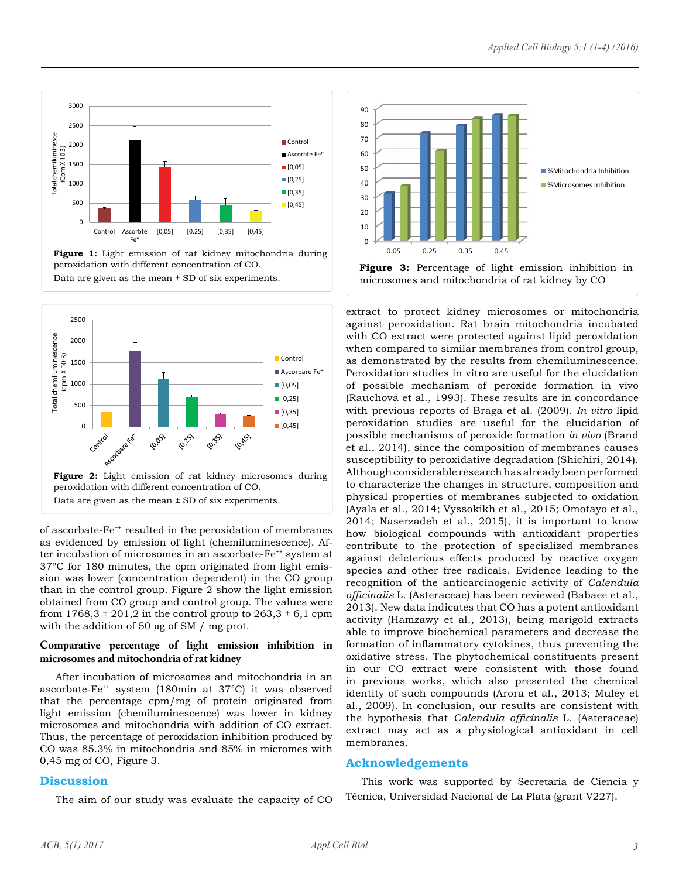**Figure 1:** Light emission of rat kidney mitochondria during peroxidation with different concentration of CO.
Data are given as the mean ± SD of six experiments.

**Figure 2:** Light emission of rat kidney microsomes during peroxidation with different concentration of CO.
Data are given as the mean ± SD of six experiments.

of ascorbate-$Fe^{++}$ resulted in the peroxidation of membranes as evidenced by emission of light (chemiluminescence). After incubation of microsomes in an ascorbate-$Fe^{++}$ system at 37ºC for 180 minutes, the cpm originated from light emission was lower (concentration dependent) in the CO group than in the control group. Figure 2 show the light emission obtained from CO group and control group. The values were from 1768,3 ± 201,2 in the control group to 263,3 ± 6,1 cpm with the addition of 50 µg of SM / mg prot.

### Comparative percentage of light emission inhibition in microsomes and mitochondria of rat kidney

After incubation of microsomes and mitochondria in an ascorbate-$Fe^{++}$ system (180min at 37°C) it was observed that the percentage cpm/mg of protein originated from light emission (chemiluminescence) was lower in kidney microsomes and mitochondria with addition of CO extract. Thus, the percentage of peroxidation inhibition produced by CO was 85.3% in mitochondria and 85% in micromes with 0,45 mg of CO, Figure 3.

**Figure 3:** Percentage of light emission inhibition in microsomes and mitochondria of rat kidney by CO

## Discussion

The aim of our study was evaluate the capacity of CO extract to protect kidney microsomes or mitochondria against peroxidation. Rat brain mitochondria incubated with CO extract were protected against lipid peroxidation when compared to similar membranes from control group, as demonstrated by the results from chemiluminescence. Peroxidation studies in vitro are useful for the elucidation of possible mechanism of peroxide formation in vivo (Rauchová et al., 1993). These results are in concordance with previous reports of Braga et al. (2009). *In vitro* lipid peroxidation studies are useful for the elucidation of possible mechanisms of peroxide formation *in vivo* (Brand et al., 2014), since the composition of membranes causes susceptibility to peroxidative degradation (Shichiri, 2014). Although considerable research has already been performed to characterize the changes in structure, composition and physical properties of membranes subjected to oxidation (Ayala et al., 2014; Vyssokikh et al., 2015; Omotayo et al., 2014; Naserzadeh et al., 2015), it is important to know how biological compounds with antioxidant properties contribute to the protection of specialized membranes against deleterious effects produced by reactive oxygen species and other free radicals. Evidence leading to the recognition of the anticarcinogenic activity of *Calendula officinalis* L. (Asteraceae) has been reviewed (Babaee et al., 2013). New data indicates that CO has a potent antioxidant activity (Hamzawy et al., 2013), being marigold extracts able to improve biochemical parameters and decrease the formation of inflammatory cytokines, thus preventing the oxidative stress. The phytochemical constituents present in our CO extract were consistent with those found in previous works, which also presented the chemical identity of such compounds (Arora et al., 2013; Muley et al., 2009). In conclusion, our results are consistent with the hypothesis that *Calendula officinalis* L. (Asteraceae) extract may act as a physiological antioxidant in cell membranes.

## Acknowledgements

This work was supported by Secretaria de Ciencia y Técnica, Universidad Nacional de La Plata (grant V227).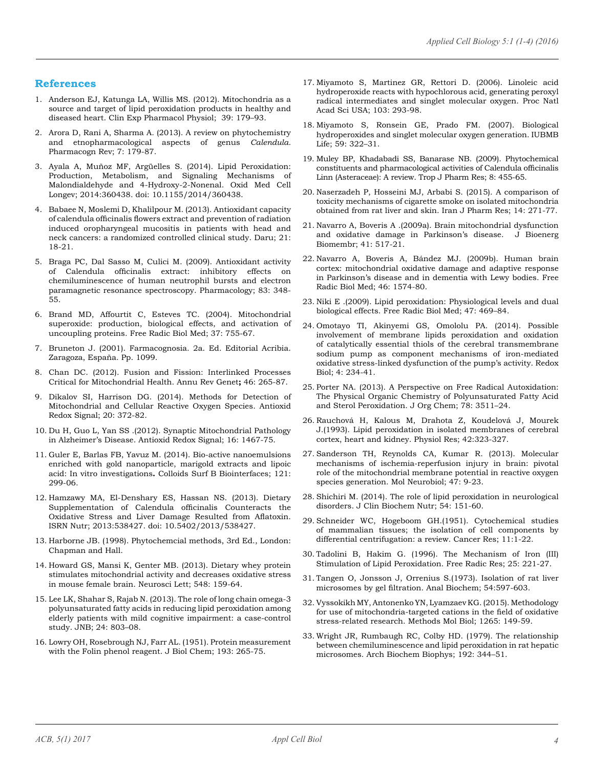## References

1. Anderson EJ, Katunga LA, Willis MS. (2012). Mitochondria as a source and target of lipid peroxidation products in healthy and diseased heart. Clin Exp Pharmacol Physiol; 39: 179–93.
2. Arora D, Rani A, Sharma A. (2013). A review on phytochemistry and etnopharmacological aspects of genus *Calendula.* Pharmacogn Rev; 7: 179-87.
3. Ayala A, Muñoz MF, Argüelles S. (2014). Lipid Peroxidation: Production, Metabolism, and Signaling Mechanisms of Malondialdehyde and 4-Hydroxy-2-Nonenal. Oxid Med Cell Longev; 2014:360438. doi: 10.1155/2014/360438.
4. Babaee N, Moslemi D, Khalilpour M. (2013). Antioxidant capacity of calendula officinalis flowers extract and prevention of radiation induced oropharyngeal mucositis in patients with head and neck cancers: a randomized controlled clinical study. Daru; 21: 18-21.
5. Braga PC, Dal Sasso M, Culici M. (2009). Antioxidant activity of Calendula officinalis extract: inhibitory effects on chemiluminescence of human neutrophil bursts and electron paramagnetic resonance spectroscopy. Pharmacology; 83: 348-55.
6. Brand MD, Affourtit C, Esteves TC. (2004). Mitochondrial superoxide: production, biological effects, and activation of uncoupling proteins. Free Radic Biol Med; 37: 755-67.
7. Bruneton J. (2001). Farmacognosia. 2a. Ed. Editorial Acribia. Zaragoza, España. Pp. 1099.
8. Chan DC. (2012). Fusion and Fission: Interlinked Processes Critical for Mitochondrial Health. Annu Rev Genet**;** 46: 265-87.
9. Dikalov SI, Harrison DG. (2014). Methods for Detection of Mitochondrial and Cellular Reactive Oxygen Species. Antioxid Redox Signal; 20: 372-82.
10. Du H, Guo L, Yan SS .(2012). Synaptic Mitochondrial Pathology in Alzheimer's Disease. Antioxid Redox Signal; 16: 1467-75.
11. Guler E, Barlas FB, Yavuz M. (2014). Bio-active nanoemulsions enriched with gold nanoparticle, marigold extracts and lipoic acid: In vitro investigations**.** Colloids Surf B Biointerfaces; 121: 299-06.
12. Hamzawy MA, El-Denshary ES, Hassan NS. (2013). Dietary Supplementation of Calendula officinalis Counteracts the Oxidative Stress and Liver Damage Resulted from Aflatoxin. ISRN Nutr; 2013:538427. doi: 10.5402/2013/538427.
13. Harborne JB. (1998). Phytochemcial methods, 3rd Ed., London: Chapman and Hall.
14. Howard GS, Mansi K, Genter MB. (2013). Dietary whey protein stimulates mitochondrial activity and decreases oxidative stress in mouse female brain. Neurosci Lett; 548: 159-64.
15. Lee LK, Shahar S, Rajab N. (2013). The role of long chain omega-3 polyunsaturated fatty acids in reducing lipid peroxidation among elderly patients with mild cognitive impairment: a case-control study. JNB; 24: 803–08.
16. Lowry OH, Rosebrough NJ, Farr AL. (1951). Protein measurement with the Folin phenol reagent. J Biol Chem; 193: 265-75.
17. Miyamoto S, Martinez GR, Rettori D. (2006). Linoleic acid hydroperoxide reacts with hypochlorous acid, generating peroxyl radical intermediates and singlet molecular oxygen. Proc Natl Acad Sci USA; 103: 293-98.
18. Miyamoto S, Ronsein GE, Prado FM. (2007). Biological hydroperoxides and singlet molecular oxygen generation. IUBMB Life; 59: 322–31.
19. Muley BP, Khadabadi SS, Banarase NB. (2009). Phytochemical constituents and pharmacological activities of Calendula officinalis Linn (Asteraceae): A review. Trop J Pharm Res; 8: 455-65.
20. Naserzadeh P, Hosseini MJ, Arbabi S. (2015). A comparison of toxicity mechanisms of cigarette smoke on isolated mitochondria obtained from rat liver and skin. Iran J Pharm Res; 14: 271-77.
21. Navarro A, Boveris A .(2009a). Brain mitochondrial dysfunction and oxidative damage in Parkinson's disease. J Bioenerg Biomembr; 41: 517-21.
22. Navarro A, Boveris A, Bández MJ. (2009b). Human brain cortex: mitochondrial oxidative damage and adaptive response in Parkinson's disease and in dementia with Lewy bodies. Free Radic Biol Med; 46: 1574-80.
23. Niki E .(2009). Lipid peroxidation: Physiological levels and dual biological effects. Free Radic Biol Med; 47: 469–84.
24. Omotayo TI, Akinyemi GS, Omololu PA. (2014). Possible involvement of membrane lipids peroxidation and oxidation of catalytically essential thiols of the cerebral transmembrane sodium pump as component mechanisms of iron-mediated oxidative stress-linked dysfunction of the pump's activity. Redox Biol; 4: 234-41.
25. Porter NA. (2013). A Perspective on Free Radical Autoxidation: The Physical Organic Chemistry of Polyunsaturated Fatty Acid and Sterol Peroxidation. J Org Chem; 78: 3511–24.
26. Rauchová H, Kalous M, Drahota Z, Koudelová J, Mourek J.(1993). Lipid peroxidation in isolated membranes of cerebral cortex, heart and kidney. Physiol Res; 42:323-327.
27. Sanderson TH, Reynolds CA, Kumar R. (2013). Molecular mechanisms of ischemia-reperfusion injury in brain: pivotal role of the mitochondrial membrane potential in reactive oxygen species generation. Mol Neurobiol; 47: 9-23.
28. Shichiri M. (2014). The role of lipid peroxidation in neurological disorders. J Clin Biochem Nutr; 54: 151-60.
29. Schneider WC, Hogeboom GH.(1951). Cytochemical studies of mammalian tissues; the isolation of cell components by differential centrifugation: a review. Cancer Res; 11:1-22.
30. Tadolini B, Hakim G. (1996). The Mechanism of Iron (III) Stimulation of Lipid Peroxidation. Free Radic Res; 25: 221-27.
31. Tangen O, Jonsson J, Orrenius S.(1973). Isolation of rat liver microsomes by gel filtration. Anal Biochem; 54:597-603.
32. Vyssokikh MY, Antonenko YN, Lyamzaev KG. (2015). Methodology for use of mitochondria-targeted cations in the field of oxidative stress-related research. Methods Mol Biol; 1265: 149-59.
33. Wright JR, Rumbaugh RC, Colby HD. (1979). The relationship between chemiluminescence and lipid peroxidation in rat hepatic microsomes. Arch Biochem Biophys; 192: 344–51.